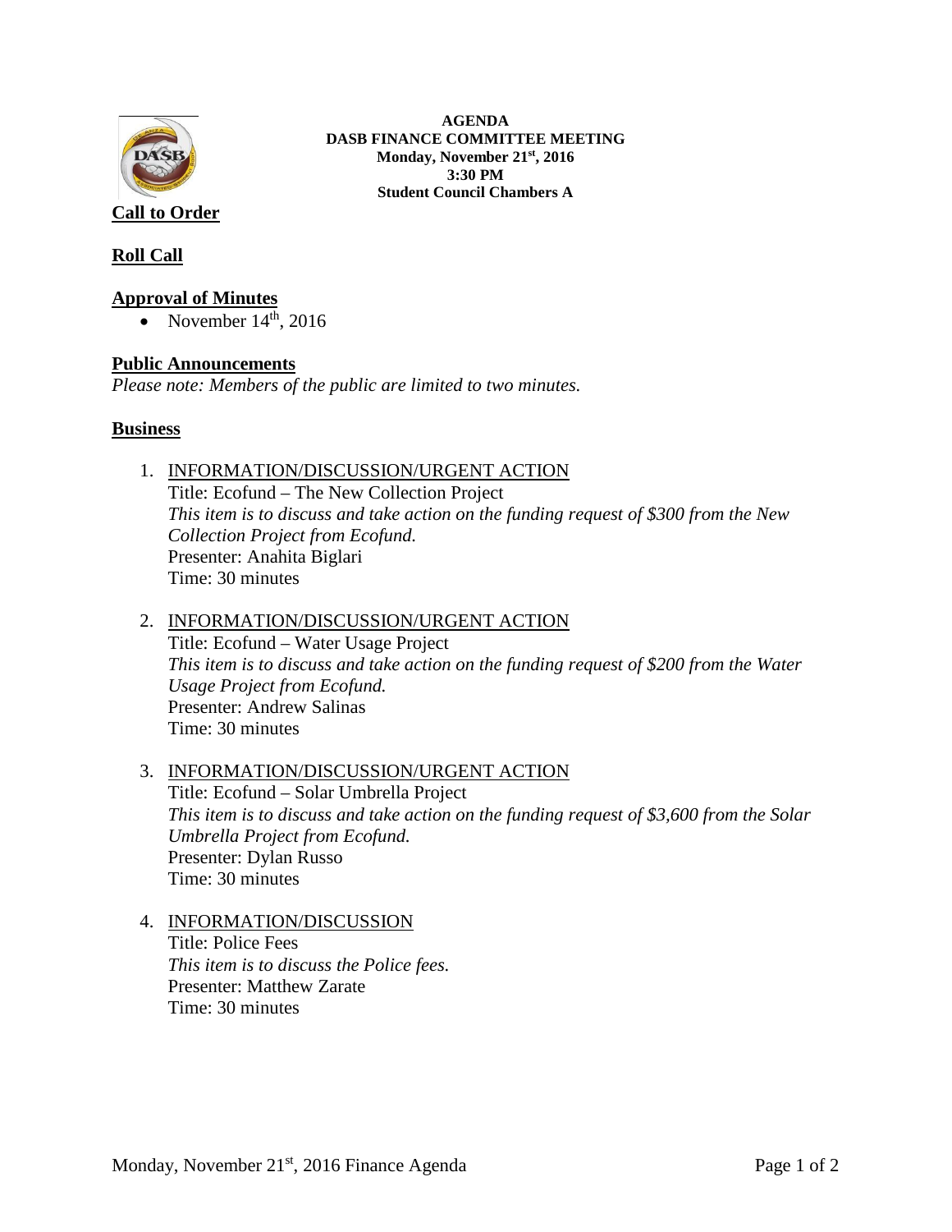**AGENDA**
**DASB FINANCE COMMITTEE MEETING**
**Monday, November 21st, 2016**
**3:30 PM**
**Student Council Chambers A**

## Call to Order

## Roll Call

## Approval of Minutes

- November 14th, 2016

## Public Announcements

*Please note: Members of the public are limited to two minutes.*

## Business

1. INFORMATION/DISCUSSION/URGENT ACTION
   Title: Ecofund – The New Collection Project
   *This item is to discuss and take action on the funding request of $300 from the New Collection Project from Ecofund.*
   Presenter: Anahita Biglari
   Time: 30 minutes

2. INFORMATION/DISCUSSION/URGENT ACTION
   Title: Ecofund – Water Usage Project
   *This item is to discuss and take action on the funding request of $200 from the Water Usage Project from Ecofund.*
   Presenter: Andrew Salinas
   Time: 30 minutes

3. INFORMATION/DISCUSSION/URGENT ACTION
   Title: Ecofund – Solar Umbrella Project
   *This item is to discuss and take action on the funding request of $3,600 from the Solar Umbrella Project from Ecofund.*
   Presenter: Dylan Russo
   Time: 30 minutes

4. INFORMATION/DISCUSSION
   Title: Police Fees
   *This item is to discuss the Police fees.*
   Presenter: Matthew Zarate
   Time: 30 minutes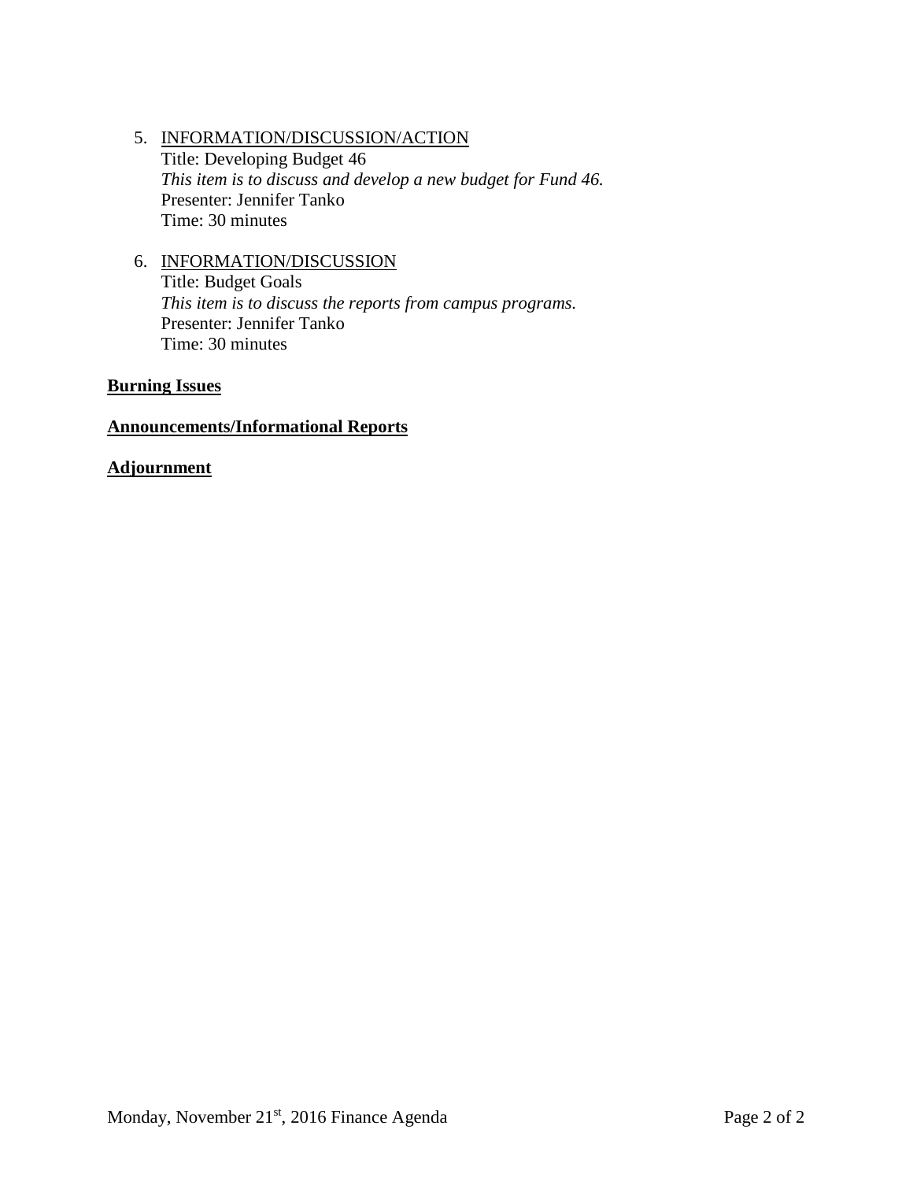5. <u>INFORMATION/DISCUSSION/ACTION</u>
   Title: Developing Budget 46
   *This item is to discuss and develop a new budget for Fund 46.*
   Presenter: Jennifer Tanko
   Time: 30 minutes

6. <u>INFORMATION/DISCUSSION</u>
   Title: Budget Goals
   *This item is to discuss the reports from campus programs.*
   Presenter: Jennifer Tanko
   Time: 30 minutes

**Burning Issues**

**Announcements/Informational Reports**

**Adjournment**